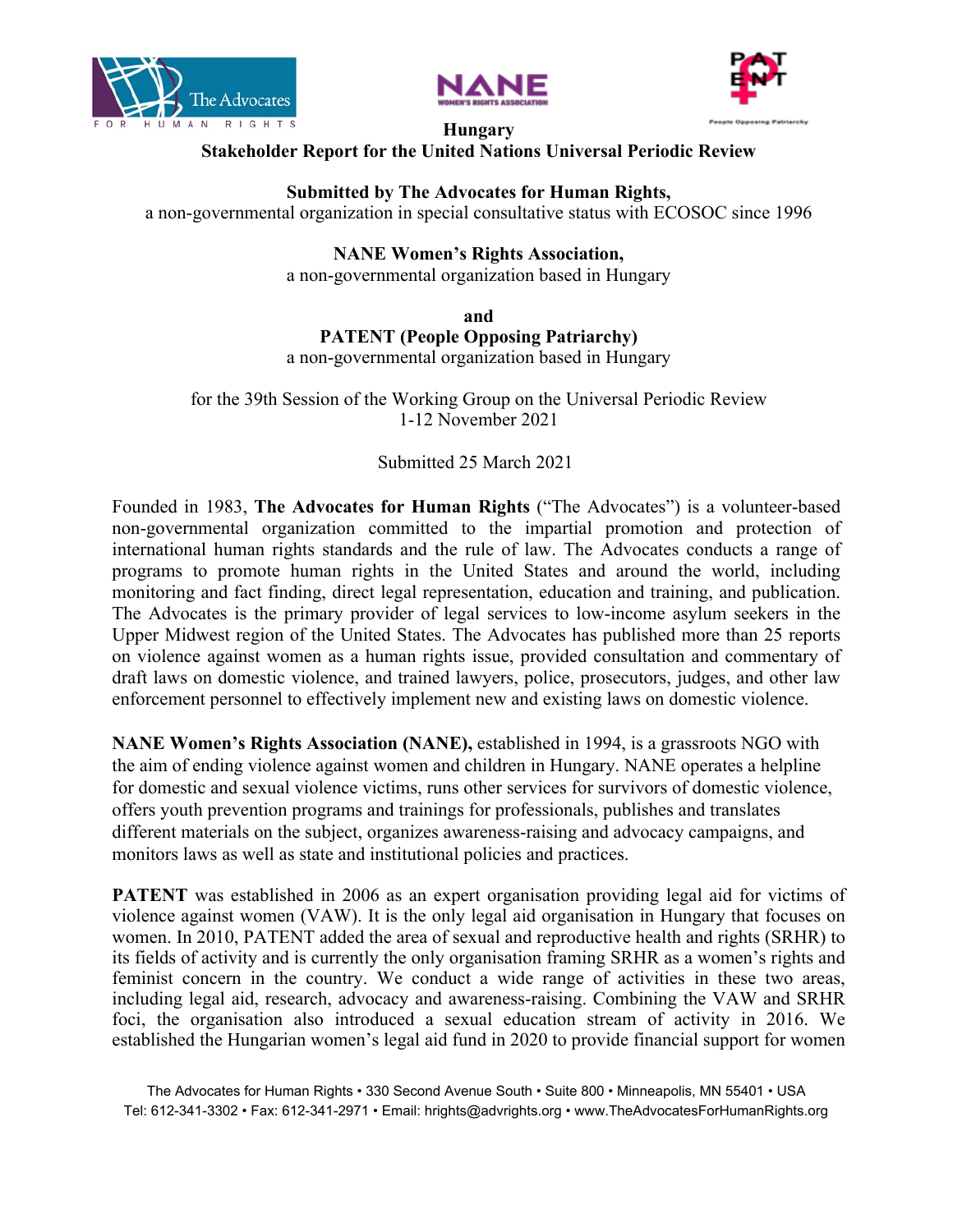# Hungary

## Stakeholder Report for the United Nations Universal Periodic Review

**Submitted by The Advocates for Human Rights,**
a non-governmental organization in special consultative status with ECOSOC since 1996

**NANE Women's Rights Association,**
a non-governmental organization based in Hungary

**and**
**PATENT (People Opposing Patriarchy)**
a non-governmental organization based in Hungary

for the 39th Session of the Working Group on the Universal Periodic Review
1-12 November 2021

Submitted 25 March 2021

Founded in 1983, **The Advocates for Human Rights** ("The Advocates") is a volunteer-based non-governmental organization committed to the impartial promotion and protection of international human rights standards and the rule of law. The Advocates conducts a range of programs to promote human rights in the United States and around the world, including monitoring and fact finding, direct legal representation, education and training, and publication. The Advocates is the primary provider of legal services to low-income asylum seekers in the Upper Midwest region of the United States. The Advocates has published more than 25 reports on violence against women as a human rights issue, provided consultation and commentary of draft laws on domestic violence, and trained lawyers, police, prosecutors, judges, and other law enforcement personnel to effectively implement new and existing laws on domestic violence.

**NANE Women's Rights Association (NANE),** established in 1994, is a grassroots NGO with the aim of ending violence against women and children in Hungary. NANE operates a helpline for domestic and sexual violence victims, runs other services for survivors of domestic violence, offers youth prevention programs and trainings for professionals, publishes and translates different materials on the subject, organizes awareness-raising and advocacy campaigns, and monitors laws as well as state and institutional policies and practices.

**PATENT** was established in 2006 as an expert organisation providing legal aid for victims of violence against women (VAW). It is the only legal aid organisation in Hungary that focuses on women. In 2010, PATENT added the area of sexual and reproductive health and rights (SRHR) to its fields of activity and is currently the only organisation framing SRHR as a women's rights and feminist concern in the country. We conduct a wide range of activities in these two areas, including legal aid, research, advocacy and awareness-raising. Combining the VAW and SRHR foci, the organisation also introduced a sexual education stream of activity in 2016. We established the Hungarian women's legal aid fund in 2020 to provide financial support for women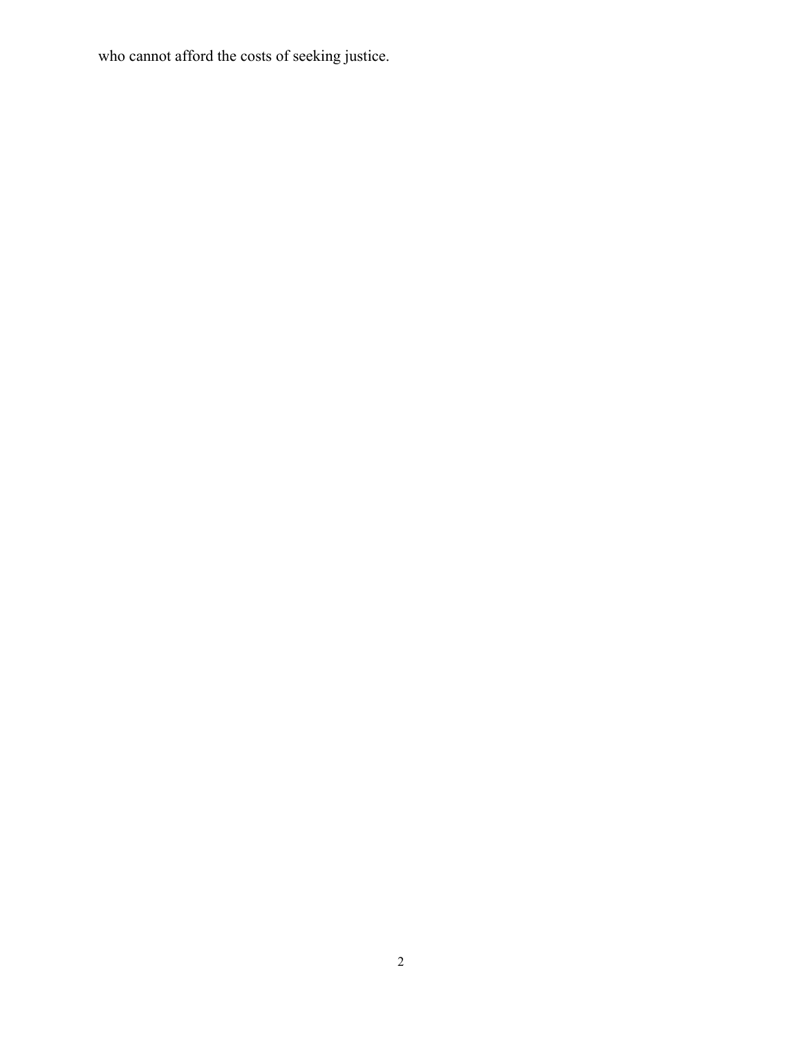who cannot afford the costs of seeking justice.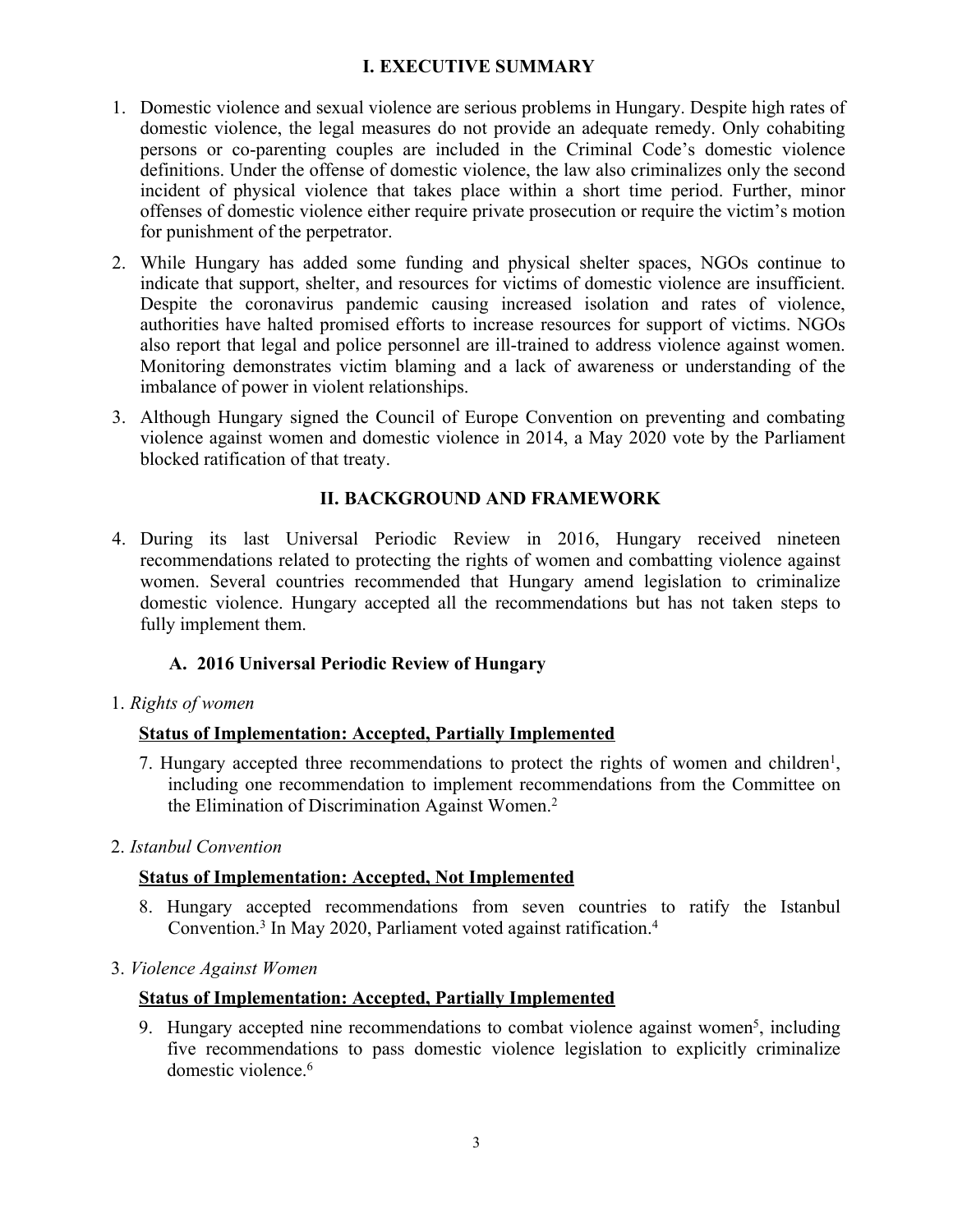## I. EXECUTIVE SUMMARY

1. Domestic violence and sexual violence are serious problems in Hungary. Despite high rates of domestic violence, the legal measures do not provide an adequate remedy. Only cohabiting persons or co-parenting couples are included in the Criminal Code's domestic violence definitions. Under the offense of domestic violence, the law also criminalizes only the second incident of physical violence that takes place within a short time period. Further, minor offenses of domestic violence either require private prosecution or require the victim's motion for punishment of the perpetrator.

2. While Hungary has added some funding and physical shelter spaces, NGOs continue to indicate that support, shelter, and resources for victims of domestic violence are insufficient. Despite the coronavirus pandemic causing increased isolation and rates of violence, authorities have halted promised efforts to increase resources for support of victims. NGOs also report that legal and police personnel are ill-trained to address violence against women. Monitoring demonstrates victim blaming and a lack of awareness or understanding of the imbalance of power in violent relationships.

3. Although Hungary signed the Council of Europe Convention on preventing and combating violence against women and domestic violence in 2014, a May 2020 vote by the Parliament blocked ratification of that treaty.

## II. BACKGROUND AND FRAMEWORK

4. During its last Universal Periodic Review in 2016, Hungary received nineteen recommendations related to protecting the rights of women and combatting violence against women. Several countries recommended that Hungary amend legislation to criminalize domestic violence. Hungary accepted all the recommendations but has not taken steps to fully implement them.

### A. 2016 Universal Periodic Review of Hungary

1. *Rights of women*

**Status of Implementation: Accepted, Partially Implemented**

7. Hungary accepted three recommendations to protect the rights of women and children[1], including one recommendation to implement recommendations from the Committee on the Elimination of Discrimination Against Women.[2]

2. *Istanbul Convention*

**Status of Implementation: Accepted, Not Implemented**

8. Hungary accepted recommendations from seven countries to ratify the Istanbul Convention.[3] In May 2020, Parliament voted against ratification.[4]

3. *Violence Against Women*

**Status of Implementation: Accepted, Partially Implemented**

9. Hungary accepted nine recommendations to combat violence against women[5], including five recommendations to pass domestic violence legislation to explicitly criminalize domestic violence.[6]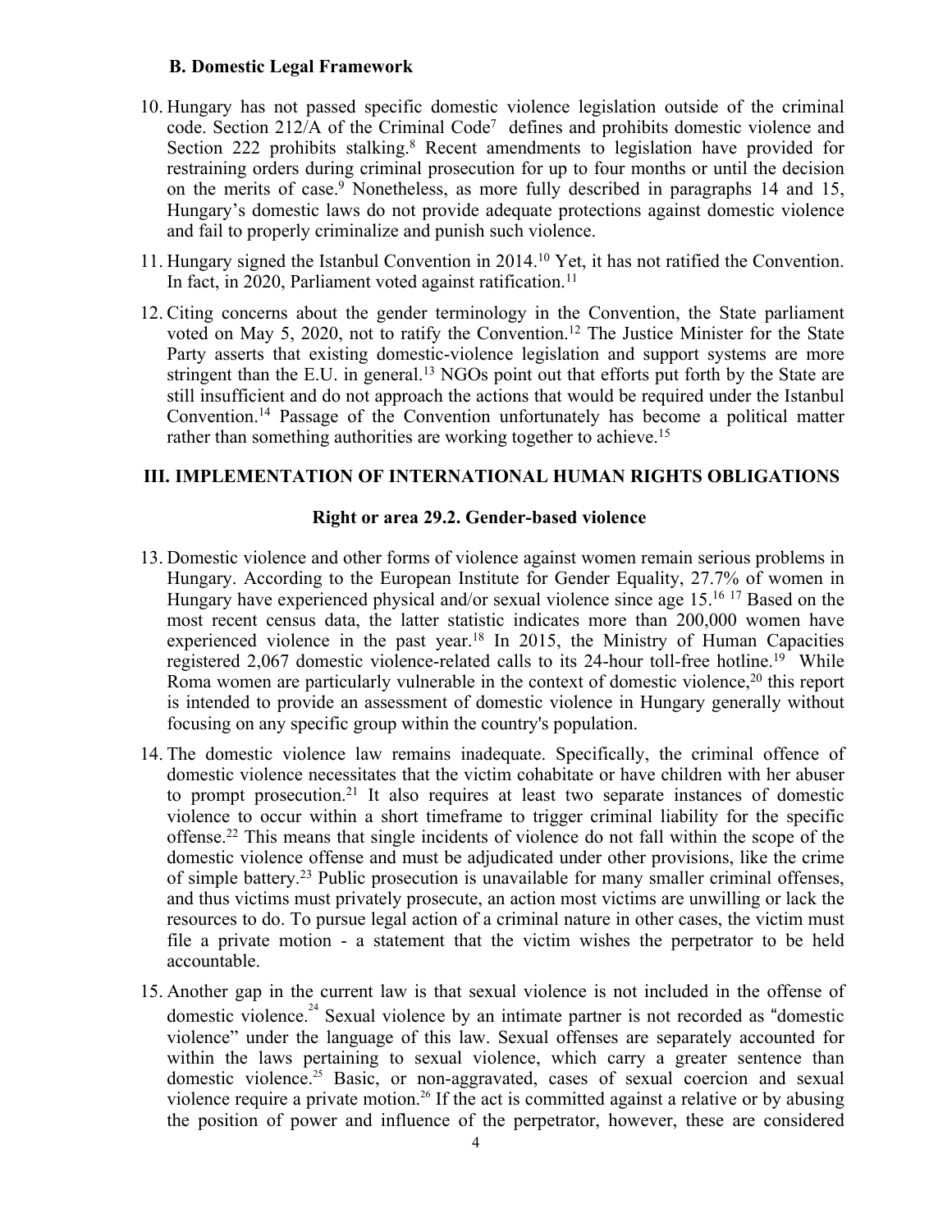### B. Domestic Legal Framework

10. Hungary has not passed specific domestic violence legislation outside of the criminal code. Section 212/A of the Criminal Code[7] defines and prohibits domestic violence and Section 222 prohibits stalking.[8] Recent amendments to legislation have provided for restraining orders during criminal prosecution for up to four months or until the decision on the merits of case.[9] Nonetheless, as more fully described in paragraphs 14 and 15, Hungary's domestic laws do not provide adequate protections against domestic violence and fail to properly criminalize and punish such violence.

11. Hungary signed the Istanbul Convention in 2014.[10] Yet, it has not ratified the Convention. In fact, in 2020, Parliament voted against ratification.[11]

12. Citing concerns about the gender terminology in the Convention, the State parliament voted on May 5, 2020, not to ratify the Convention.[12] The Justice Minister for the State Party asserts that existing domestic-violence legislation and support systems are more stringent than the E.U. in general.[13] NGOs point out that efforts put forth by the State are still insufficient and do not approach the actions that would be required under the Istanbul Convention.[14] Passage of the Convention unfortunately has become a political matter rather than something authorities are working together to achieve.[15]

## III. IMPLEMENTATION OF INTERNATIONAL HUMAN RIGHTS OBLIGATIONS

### Right or area 29.2. Gender-based violence

13. Domestic violence and other forms of violence against women remain serious problems in Hungary. According to the European Institute for Gender Equality, 27.7% of women in Hungary have experienced physical and/or sexual violence since age 15.[16] [17] Based on the most recent census data, the latter statistic indicates more than 200,000 women have experienced violence in the past year.[18] In 2015, the Ministry of Human Capacities registered 2,067 domestic violence-related calls to its 24-hour toll-free hotline.[19] While Roma women are particularly vulnerable in the context of domestic violence,[20] this report is intended to provide an assessment of domestic violence in Hungary generally without focusing on any specific group within the country's population.

14. The domestic violence law remains inadequate. Specifically, the criminal offence of domestic violence necessitates that the victim cohabitate or have children with her abuser to prompt prosecution.[21] It also requires at least two separate instances of domestic violence to occur within a short timeframe to trigger criminal liability for the specific offense.[22] This means that single incidents of violence do not fall within the scope of the domestic violence offense and must be adjudicated under other provisions, like the crime of simple battery.[23] Public prosecution is unavailable for many smaller criminal offenses, and thus victims must privately prosecute, an action most victims are unwilling or lack the resources to do. To pursue legal action of a criminal nature in other cases, the victim must file a private motion - a statement that the victim wishes the perpetrator to be held accountable.

15. Another gap in the current law is that sexual violence is not included in the offense of domestic violence.[24] Sexual violence by an intimate partner is not recorded as "domestic violence" under the language of this law. Sexual offenses are separately accounted for within the laws pertaining to sexual violence, which carry a greater sentence than domestic violence.[25] Basic, or non-aggravated, cases of sexual coercion and sexual violence require a private motion.[26] If the act is committed against a relative or by abusing the position of power and influence of the perpetrator, however, these are considered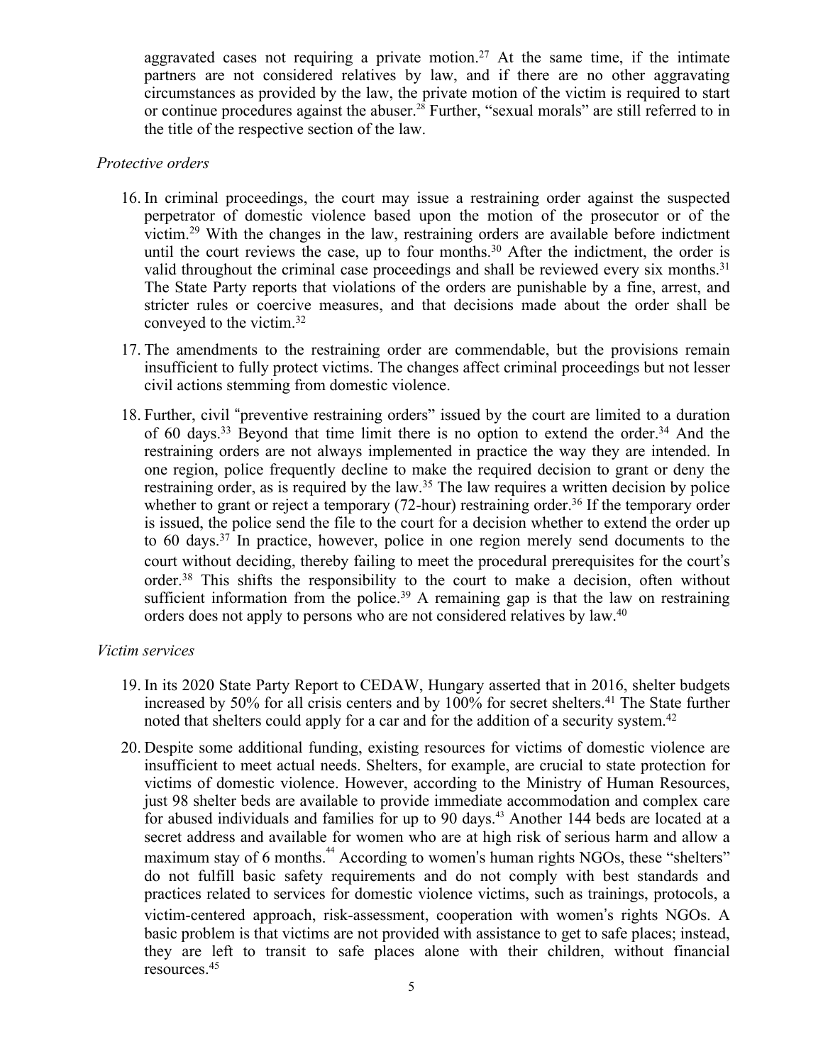aggravated cases not requiring a private motion.[27] At the same time, if the intimate partners are not considered relatives by law, and if there are no other aggravating circumstances as provided by the law, the private motion of the victim is required to start or continue procedures against the abuser.[28] Further, "sexual morals" are still referred to in the title of the respective section of the law.

*Protective orders*

16. In criminal proceedings, the court may issue a restraining order against the suspected perpetrator of domestic violence based upon the motion of the prosecutor or of the victim.[29] With the changes in the law, restraining orders are available before indictment until the court reviews the case, up to four months.[30] After the indictment, the order is valid throughout the criminal case proceedings and shall be reviewed every six months.[31] The State Party reports that violations of the orders are punishable by a fine, arrest, and stricter rules or coercive measures, and that decisions made about the order shall be conveyed to the victim.[32]

17. The amendments to the restraining order are commendable, but the provisions remain insufficient to fully protect victims. The changes affect criminal proceedings but not lesser civil actions stemming from domestic violence.

18. Further, civil "preventive restraining orders" issued by the court are limited to a duration of 60 days.[33] Beyond that time limit there is no option to extend the order.[34] And the restraining orders are not always implemented in practice the way they are intended. In one region, police frequently decline to make the required decision to grant or deny the restraining order, as is required by the law.[35] The law requires a written decision by police whether to grant or reject a temporary (72-hour) restraining order.[36] If the temporary order is issued, the police send the file to the court for a decision whether to extend the order up to 60 days.[37] In practice, however, police in one region merely send documents to the court without deciding, thereby failing to meet the procedural prerequisites for the court's order.[38] This shifts the responsibility to the court to make a decision, often without sufficient information from the police.[39] A remaining gap is that the law on restraining orders does not apply to persons who are not considered relatives by law.[40]

*Victim services*

19. In its 2020 State Party Report to CEDAW, Hungary asserted that in 2016, shelter budgets increased by 50% for all crisis centers and by 100% for secret shelters.[41] The State further noted that shelters could apply for a car and for the addition of a security system.[42]

20. Despite some additional funding, existing resources for victims of domestic violence are insufficient to meet actual needs. Shelters, for example, are crucial to state protection for victims of domestic violence. However, according to the Ministry of Human Resources, just 98 shelter beds are available to provide immediate accommodation and complex care for abused individuals and families for up to 90 days.[43] Another 144 beds are located at a secret address and available for women who are at high risk of serious harm and allow a maximum stay of 6 months.[44] According to women's human rights NGOs, these "shelters" do not fulfill basic safety requirements and do not comply with best standards and practices related to services for domestic violence victims, such as trainings, protocols, a victim-centered approach, risk-assessment, cooperation with women's rights NGOs. A basic problem is that victims are not provided with assistance to get to safe places; instead, they are left to transit to safe places alone with their children, without financial resources.[45]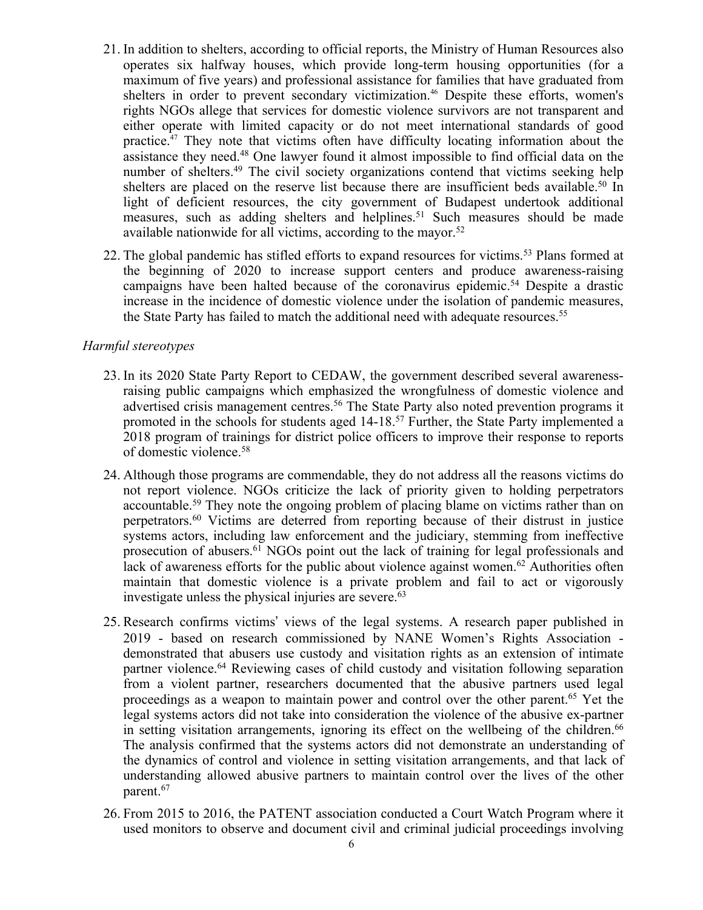21. In addition to shelters, according to official reports, the Ministry of Human Resources also operates six halfway houses, which provide long-term housing opportunities (for a maximum of five years) and professional assistance for families that have graduated from shelters in order to prevent secondary victimization.[46] Despite these efforts, women's rights NGOs allege that services for domestic violence survivors are not transparent and either operate with limited capacity or do not meet international standards of good practice.[47] They note that victims often have difficulty locating information about the assistance they need.[48] One lawyer found it almost impossible to find official data on the number of shelters.[49] The civil society organizations contend that victims seeking help shelters are placed on the reserve list because there are insufficient beds available.[50] In light of deficient resources, the city government of Budapest undertook additional measures, such as adding shelters and helplines.[51] Such measures should be made available nationwide for all victims, according to the mayor.[52]

22. The global pandemic has stifled efforts to expand resources for victims.[53] Plans formed at the beginning of 2020 to increase support centers and produce awareness-raising campaigns have been halted because of the coronavirus epidemic.[54] Despite a drastic increase in the incidence of domestic violence under the isolation of pandemic measures, the State Party has failed to match the additional need with adequate resources.[55]

*Harmful stereotypes*

23. In its 2020 State Party Report to CEDAW, the government described several awareness-raising public campaigns which emphasized the wrongfulness of domestic violence and advertised crisis management centres.[56] The State Party also noted prevention programs it promoted in the schools for students aged 14-18.[57] Further, the State Party implemented a 2018 program of trainings for district police officers to improve their response to reports of domestic violence.[58]

24. Although those programs are commendable, they do not address all the reasons victims do not report violence. NGOs criticize the lack of priority given to holding perpetrators accountable.[59] They note the ongoing problem of placing blame on victims rather than on perpetrators.[60] Victims are deterred from reporting because of their distrust in justice systems actors, including law enforcement and the judiciary, stemming from ineffective prosecution of abusers.[61] NGOs point out the lack of training for legal professionals and lack of awareness efforts for the public about violence against women.[62] Authorities often maintain that domestic violence is a private problem and fail to act or vigorously investigate unless the physical injuries are severe.[63]

25. Research confirms victims' views of the legal systems. A research paper published in 2019 - based on research commissioned by NANE Women's Rights Association - demonstrated that abusers use custody and visitation rights as an extension of intimate partner violence.[64] Reviewing cases of child custody and visitation following separation from a violent partner, researchers documented that the abusive partners used legal proceedings as a weapon to maintain power and control over the other parent.[65] Yet the legal systems actors did not take into consideration the violence of the abusive ex-partner in setting visitation arrangements, ignoring its effect on the wellbeing of the children.[66] The analysis confirmed that the systems actors did not demonstrate an understanding of the dynamics of control and violence in setting visitation arrangements, and that lack of understanding allowed abusive partners to maintain control over the lives of the other parent.[67]

26. From 2015 to 2016, the PATENT association conducted a Court Watch Program where it used monitors to observe and document civil and criminal judicial proceedings involving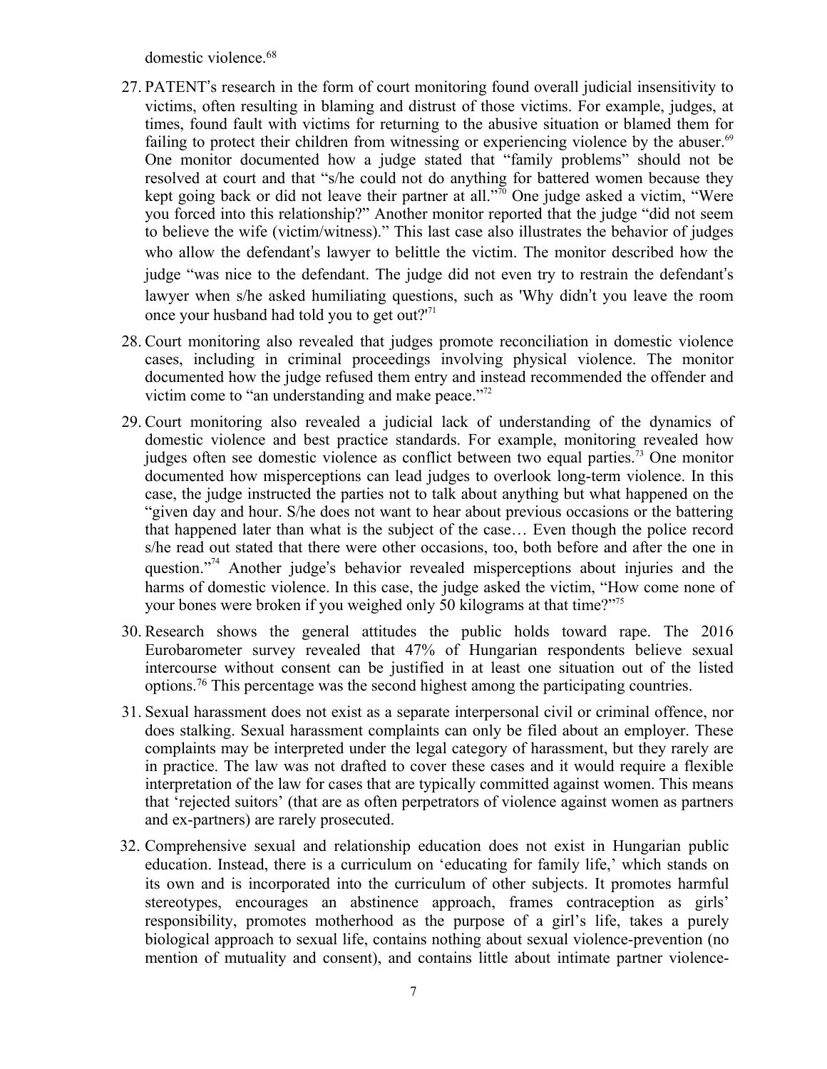domestic violence.[68]

27. PATENT's research in the form of court monitoring found overall judicial insensitivity to victims, often resulting in blaming and distrust of those victims. For example, judges, at times, found fault with victims for returning to the abusive situation or blamed them for failing to protect their children from witnessing or experiencing violence by the abuser.[69] One monitor documented how a judge stated that "family problems" should not be resolved at court and that "s/he could not do anything for battered women because they kept going back or did not leave their partner at all."[70] One judge asked a victim, "Were you forced into this relationship?" Another monitor reported that the judge "did not seem to believe the wife (victim/witness)." This last case also illustrates the behavior of judges who allow the defendant's lawyer to belittle the victim. The monitor described how the judge "was nice to the defendant. The judge did not even try to restrain the defendant's lawyer when s/he asked humiliating questions, such as 'Why didn't you leave the room once your husband had told you to get out?'[71]

28. Court monitoring also revealed that judges promote reconciliation in domestic violence cases, including in criminal proceedings involving physical violence. The monitor documented how the judge refused them entry and instead recommended the offender and victim come to "an understanding and make peace."[72]

29. Court monitoring also revealed a judicial lack of understanding of the dynamics of domestic violence and best practice standards. For example, monitoring revealed how judges often see domestic violence as conflict between two equal parties.[73] One monitor documented how misperceptions can lead judges to overlook long-term violence. In this case, the judge instructed the parties not to talk about anything but what happened on the "given day and hour. S/he does not want to hear about previous occasions or the battering that happened later than what is the subject of the case… Even though the police record s/he read out stated that there were other occasions, too, both before and after the one in question."[74] Another judge's behavior revealed misperceptions about injuries and the harms of domestic violence. In this case, the judge asked the victim, "How come none of your bones were broken if you weighed only 50 kilograms at that time?"[75]

30. Research shows the general attitudes the public holds toward rape. The 2016 Eurobarometer survey revealed that 47% of Hungarian respondents believe sexual intercourse without consent can be justified in at least one situation out of the listed options.[76] This percentage was the second highest among the participating countries.

31. Sexual harassment does not exist as a separate interpersonal civil or criminal offence, nor does stalking. Sexual harassment complaints can only be filed about an employer. These complaints may be interpreted under the legal category of harassment, but they rarely are in practice. The law was not drafted to cover these cases and it would require a flexible interpretation of the law for cases that are typically committed against women. This means that 'rejected suitors' (that are as often perpetrators of violence against women as partners and ex-partners) are rarely prosecuted.

32. Comprehensive sexual and relationship education does not exist in Hungarian public education. Instead, there is a curriculum on 'educating for family life,' which stands on its own and is incorporated into the curriculum of other subjects. It promotes harmful stereotypes, encourages an abstinence approach, frames contraception as girls' responsibility, promotes motherhood as the purpose of a girl's life, takes a purely biological approach to sexual life, contains nothing about sexual violence-prevention (no mention of mutuality and consent), and contains little about intimate partner violence-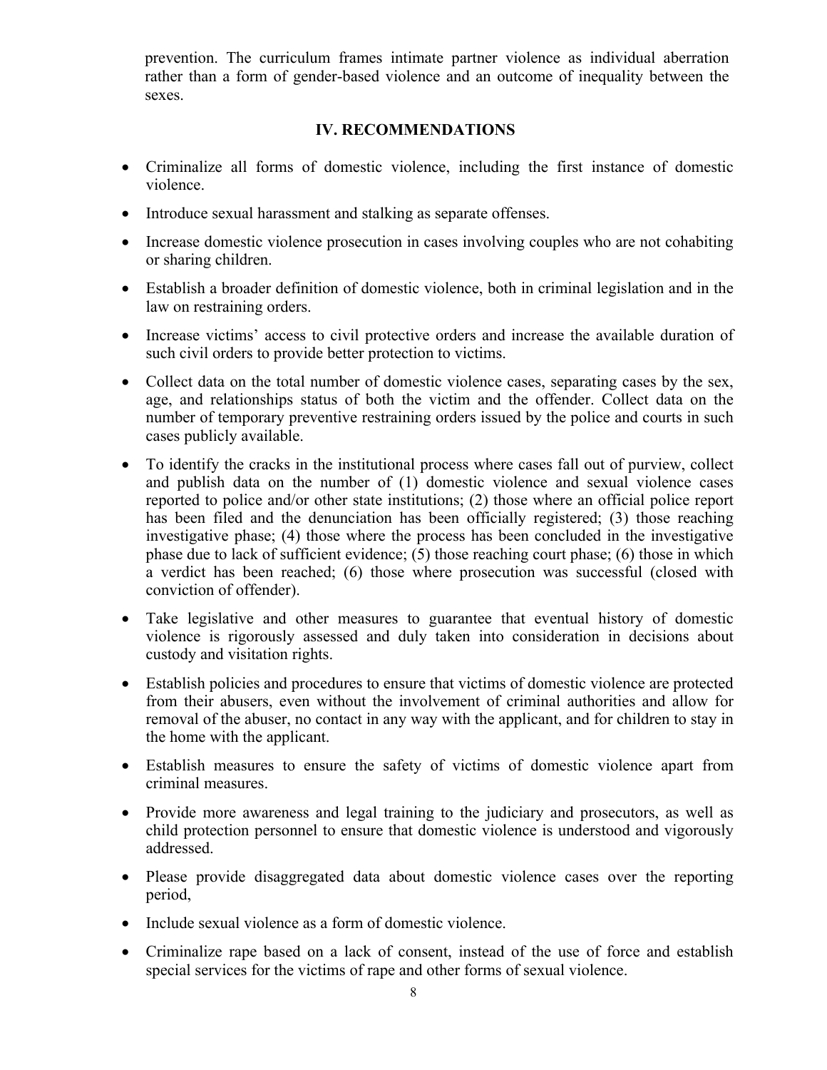prevention. The curriculum frames intimate partner violence as individual aberration rather than a form of gender-based violence and an outcome of inequality between the sexes.

## IV. RECOMMENDATIONS

- Criminalize all forms of domestic violence, including the first instance of domestic violence.
- Introduce sexual harassment and stalking as separate offenses.
- Increase domestic violence prosecution in cases involving couples who are not cohabiting or sharing children.
- Establish a broader definition of domestic violence, both in criminal legislation and in the law on restraining orders.
- Increase victims' access to civil protective orders and increase the available duration of such civil orders to provide better protection to victims.
- Collect data on the total number of domestic violence cases, separating cases by the sex, age, and relationships status of both the victim and the offender. Collect data on the number of temporary preventive restraining orders issued by the police and courts in such cases publicly available.
- To identify the cracks in the institutional process where cases fall out of purview, collect and publish data on the number of (1) domestic violence and sexual violence cases reported to police and/or other state institutions; (2) those where an official police report has been filed and the denunciation has been officially registered; (3) those reaching investigative phase; (4) those where the process has been concluded in the investigative phase due to lack of sufficient evidence; (5) those reaching court phase; (6) those in which a verdict has been reached; (6) those where prosecution was successful (closed with conviction of offender).
- Take legislative and other measures to guarantee that eventual history of domestic violence is rigorously assessed and duly taken into consideration in decisions about custody and visitation rights.
- Establish policies and procedures to ensure that victims of domestic violence are protected from their abusers, even without the involvement of criminal authorities and allow for removal of the abuser, no contact in any way with the applicant, and for children to stay in the home with the applicant.
- Establish measures to ensure the safety of victims of domestic violence apart from criminal measures.
- Provide more awareness and legal training to the judiciary and prosecutors, as well as child protection personnel to ensure that domestic violence is understood and vigorously addressed.
- Please provide disaggregated data about domestic violence cases over the reporting period,
- Include sexual violence as a form of domestic violence.
- Criminalize rape based on a lack of consent, instead of the use of force and establish special services for the victims of rape and other forms of sexual violence.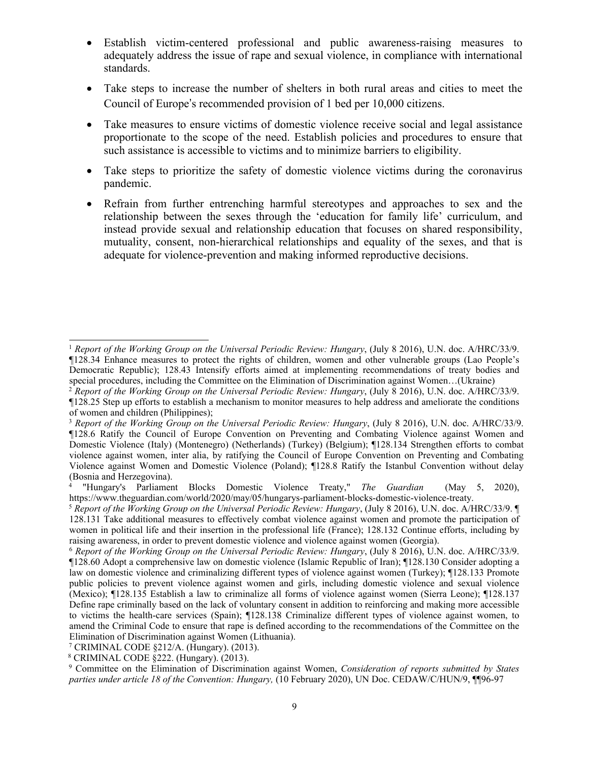- Establish victim-centered professional and public awareness-raising measures to adequately address the issue of rape and sexual violence, in compliance with international standards.
- Take steps to increase the number of shelters in both rural areas and cities to meet the Council of Europe's recommended provision of 1 bed per 10,000 citizens.
- Take measures to ensure victims of domestic violence receive social and legal assistance proportionate to the scope of the need. Establish policies and procedures to ensure that such assistance is accessible to victims and to minimize barriers to eligibility.
- Take steps to prioritize the safety of domestic violence victims during the coronavirus pandemic.
- Refrain from further entrenching harmful stereotypes and approaches to sex and the relationship between the sexes through the 'education for family life' curriculum, and instead provide sexual and relationship education that focuses on shared responsibility, mutuality, consent, non-hierarchical relationships and equality of the sexes, and that is adequate for violence-prevention and making informed reproductive decisions.

---

[1] *Report of the Working Group on the Universal Periodic Review: Hungary*, (July 8 2016), U.N. doc. A/HRC/33/9. ¶128.34 Enhance measures to protect the rights of children, women and other vulnerable groups (Lao People's Democratic Republic); 128.43 Intensify efforts aimed at implementing recommendations of treaty bodies and special procedures, including the Committee on the Elimination of Discrimination against Women…(Ukraine)

[2] *Report of the Working Group on the Universal Periodic Review: Hungary*, (July 8 2016), U.N. doc. A/HRC/33/9. ¶128.25 Step up efforts to establish a mechanism to monitor measures to help address and ameliorate the conditions of women and children (Philippines);

[3] *Report of the Working Group on the Universal Periodic Review: Hungary*, (July 8 2016), U.N. doc. A/HRC/33/9. ¶128.6 Ratify the Council of Europe Convention on Preventing and Combating Violence against Women and Domestic Violence (Italy) (Montenegro) (Netherlands) (Turkey) (Belgium); ¶128.134 Strengthen efforts to combat violence against women, inter alia, by ratifying the Council of Europe Convention on Preventing and Combating Violence against Women and Domestic Violence (Poland); ¶128.8 Ratify the Istanbul Convention without delay (Bosnia and Herzegovina).

[4] "Hungary's Parliament Blocks Domestic Violence Treaty," *The Guardian* (May 5, 2020), https://www.theguardian.com/world/2020/may/05/hungarys-parliament-blocks-domestic-violence-treaty.

[5] *Report of the Working Group on the Universal Periodic Review: Hungary*, (July 8 2016), U.N. doc. A/HRC/33/9. ¶ 128.131 Take additional measures to effectively combat violence against women and promote the participation of women in political life and their insertion in the professional life (France); 128.132 Continue efforts, including by raising awareness, in order to prevent domestic violence and violence against women (Georgia).

[6] *Report of the Working Group on the Universal Periodic Review: Hungary*, (July 8 2016), U.N. doc. A/HRC/33/9. ¶128.60 Adopt a comprehensive law on domestic violence (Islamic Republic of Iran); ¶128.130 Consider adopting a law on domestic violence and criminalizing different types of violence against women (Turkey); ¶128.133 Promote public policies to prevent violence against women and girls, including domestic violence and sexual violence (Mexico); ¶128.135 Establish a law to criminalize all forms of violence against women (Sierra Leone); ¶128.137 Define rape criminally based on the lack of voluntary consent in addition to reinforcing and making more accessible to victims the health-care services (Spain); ¶128.138 Criminalize different types of violence against women, to amend the Criminal Code to ensure that rape is defined according to the recommendations of the Committee on the Elimination of Discrimination against Women (Lithuania).

[7] CRIMINAL CODE §212/A. (Hungary). (2013).

[8] CRIMINAL CODE §222. (Hungary). (2013).

[9] Committee on the Elimination of Discrimination against Women, *Consideration of reports submitted by States parties under article 18 of the Convention: Hungary,* (10 February 2020), UN Doc. CEDAW/C/HUN/9, ¶¶96-97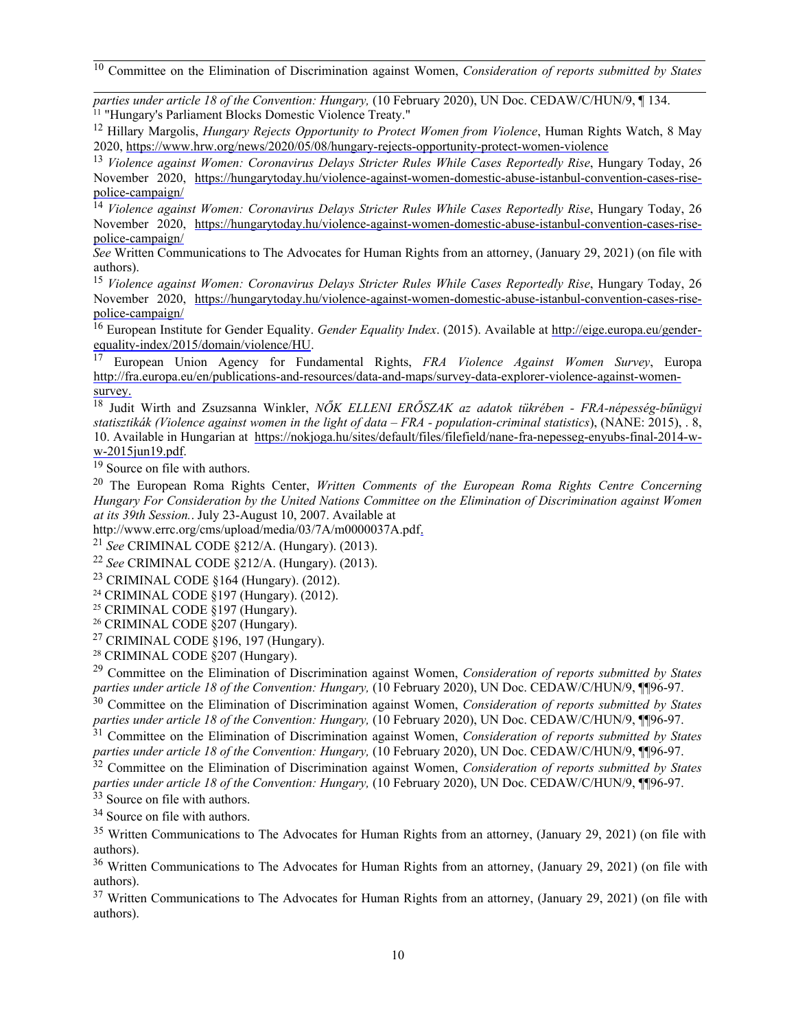[10] Committee on the Elimination of Discrimination against Women, *Consideration of reports submitted by States parties under article 18 of the Convention: Hungary,* (10 February 2020), UN Doc. CEDAW/C/HUN/9, ¶ 134.

[11] "Hungary's Parliament Blocks Domestic Violence Treaty."

[12] Hillary Margolis, *Hungary Rejects Opportunity to Protect Women from Violence*, Human Rights Watch, 8 May 2020, https://www.hrw.org/news/2020/05/08/hungary-rejects-opportunity-protect-women-violence

[13] *Violence against Women: Coronavirus Delays Stricter Rules While Cases Reportedly Rise*, Hungary Today, 26 November 2020, https://hungarytoday.hu/violence-against-women-domestic-abuse-istanbul-convention-cases-rise-police-campaign/

[14] *Violence against Women: Coronavirus Delays Stricter Rules While Cases Reportedly Rise*, Hungary Today, 26 November 2020, https://hungarytoday.hu/violence-against-women-domestic-abuse-istanbul-convention-cases-rise-police-campaign/

*See* Written Communications to The Advocates for Human Rights from an attorney, (January 29, 2021) (on file with authors).

[15] *Violence against Women: Coronavirus Delays Stricter Rules While Cases Reportedly Rise*, Hungary Today, 26 November 2020, https://hungarytoday.hu/violence-against-women-domestic-abuse-istanbul-convention-cases-rise-police-campaign/

[16] European Institute for Gender Equality. *Gender Equality Index*. (2015). Available at http://eige.europa.eu/gender-equality-index/2015/domain/violence/HU.

[17] European Union Agency for Fundamental Rights, *FRA Violence Against Women Survey*, Europa http://fra.europa.eu/en/publications-and-resources/data-and-maps/survey-data-explorer-violence-against-women-survey.

[18] Judit Wirth and Zsuzsanna Winkler, *NŐK ELLENI ERŐSZAK az adatok tükrében - FRA-népesség-bűnügyi statisztikák (Violence against women in the light of data – FRA - population-criminal statistics*), (NANE: 2015), . 8, 10. Available in Hungarian at https://nokjoga.hu/sites/default/files/filefield/nane-fra-nepesseg-enyubs-final-2014-w-w-2015jun19.pdf.

[19] Source on file with authors.

[20] The European Roma Rights Center, *Written Comments of the European Roma Rights Centre Concerning Hungary For Consideration by the United Nations Committee on the Elimination of Discrimination against Women at its 39th Session.*. July 23-August 10, 2007. Available at http://www.errc.org/cms/upload/media/03/7A/m0000037A.pdf.

[21] *See* CRIMINAL CODE §212/A. (Hungary). (2013).

[22] *See* CRIMINAL CODE §212/A. (Hungary). (2013).

[23] CRIMINAL CODE §164 (Hungary). (2012).

[24] CRIMINAL CODE §197 (Hungary). (2012).

[25] CRIMINAL CODE §197 (Hungary).

[26] CRIMINAL CODE §207 (Hungary).

[27] CRIMINAL CODE §196, 197 (Hungary).

[28] CRIMINAL CODE §207 (Hungary).

[29] Committee on the Elimination of Discrimination against Women, *Consideration of reports submitted by States parties under article 18 of the Convention: Hungary,* (10 February 2020), UN Doc. CEDAW/C/HUN/9, ¶¶96-97.

[30] Committee on the Elimination of Discrimination against Women, *Consideration of reports submitted by States parties under article 18 of the Convention: Hungary,* (10 February 2020), UN Doc. CEDAW/C/HUN/9, ¶¶96-97.

[31] Committee on the Elimination of Discrimination against Women, *Consideration of reports submitted by States parties under article 18 of the Convention: Hungary,* (10 February 2020), UN Doc. CEDAW/C/HUN/9, ¶¶96-97.

[32] Committee on the Elimination of Discrimination against Women, *Consideration of reports submitted by States parties under article 18 of the Convention: Hungary,* (10 February 2020), UN Doc. CEDAW/C/HUN/9, ¶¶96-97.

[33] Source on file with authors.

[34] Source on file with authors.

[35] Written Communications to The Advocates for Human Rights from an attorney, (January 29, 2021) (on file with authors).

[36] Written Communications to The Advocates for Human Rights from an attorney, (January 29, 2021) (on file with authors).

[37] Written Communications to The Advocates for Human Rights from an attorney, (January 29, 2021) (on file with authors).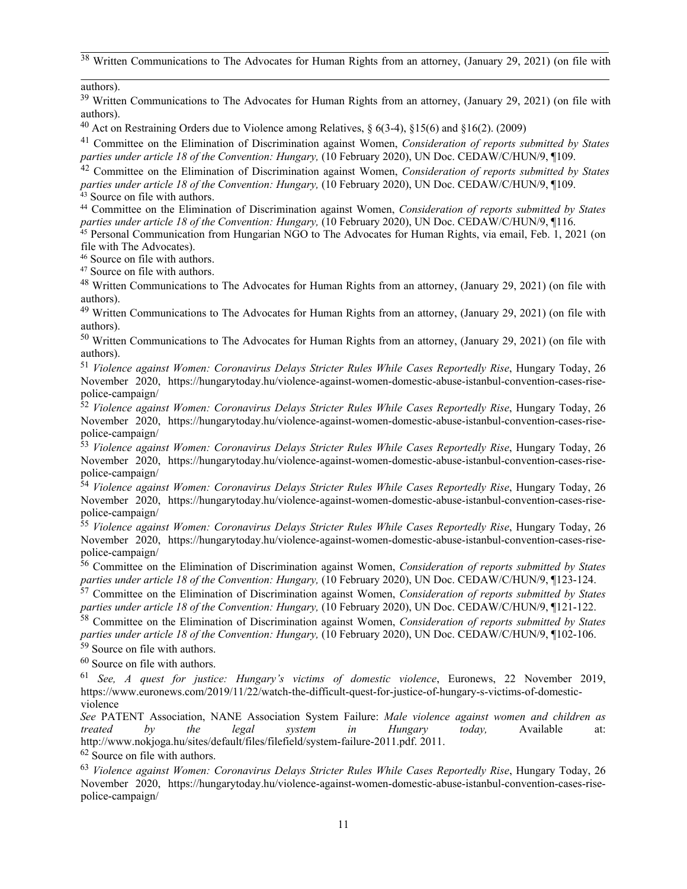[38] Written Communications to The Advocates for Human Rights from an attorney, (January 29, 2021) (on file with authors).

[39] Written Communications to The Advocates for Human Rights from an attorney, (January 29, 2021) (on file with authors).

[40] Act on Restraining Orders due to Violence among Relatives, § 6(3-4), §15(6) and §16(2). (2009)

[41] Committee on the Elimination of Discrimination against Women, *Consideration of reports submitted by States parties under article 18 of the Convention: Hungary,* (10 February 2020), UN Doc. CEDAW/C/HUN/9, ¶109.

[42] Committee on the Elimination of Discrimination against Women, *Consideration of reports submitted by States parties under article 18 of the Convention: Hungary,* (10 February 2020), UN Doc. CEDAW/C/HUN/9, ¶109.

[43] Source on file with authors.

[44] Committee on the Elimination of Discrimination against Women, *Consideration of reports submitted by States parties under article 18 of the Convention: Hungary,* (10 February 2020), UN Doc. CEDAW/C/HUN/9, ¶116.

[45] Personal Communication from Hungarian NGO to The Advocates for Human Rights, via email, Feb. 1, 2021 (on file with The Advocates).

[46] Source on file with authors.

[47] Source on file with authors.

[48] Written Communications to The Advocates for Human Rights from an attorney, (January 29, 2021) (on file with authors).

[49] Written Communications to The Advocates for Human Rights from an attorney, (January 29, 2021) (on file with authors).

[50] Written Communications to The Advocates for Human Rights from an attorney, (January 29, 2021) (on file with authors).

[51] *Violence against Women: Coronavirus Delays Stricter Rules While Cases Reportedly Rise*, Hungary Today, 26 November 2020, https://hungarytoday.hu/violence-against-women-domestic-abuse-istanbul-convention-cases-rise-police-campaign/

[52] *Violence against Women: Coronavirus Delays Stricter Rules While Cases Reportedly Rise*, Hungary Today, 26 November 2020, https://hungarytoday.hu/violence-against-women-domestic-abuse-istanbul-convention-cases-rise-police-campaign/

[53] *Violence against Women: Coronavirus Delays Stricter Rules While Cases Reportedly Rise*, Hungary Today, 26 November 2020, https://hungarytoday.hu/violence-against-women-domestic-abuse-istanbul-convention-cases-rise-police-campaign/

[54] *Violence against Women: Coronavirus Delays Stricter Rules While Cases Reportedly Rise*, Hungary Today, 26 November 2020, https://hungarytoday.hu/violence-against-women-domestic-abuse-istanbul-convention-cases-rise-police-campaign/

[55] *Violence against Women: Coronavirus Delays Stricter Rules While Cases Reportedly Rise*, Hungary Today, 26 November 2020, https://hungarytoday.hu/violence-against-women-domestic-abuse-istanbul-convention-cases-rise-police-campaign/

[56] Committee on the Elimination of Discrimination against Women, *Consideration of reports submitted by States parties under article 18 of the Convention: Hungary,* (10 February 2020), UN Doc. CEDAW/C/HUN/9, ¶123-124.

[57] Committee on the Elimination of Discrimination against Women, *Consideration of reports submitted by States parties under article 18 of the Convention: Hungary,* (10 February 2020), UN Doc. CEDAW/C/HUN/9, ¶121-122.

[58] Committee on the Elimination of Discrimination against Women, *Consideration of reports submitted by States parties under article 18 of the Convention: Hungary,* (10 February 2020), UN Doc. CEDAW/C/HUN/9, ¶102-106.

[59] Source on file with authors.

[60] Source on file with authors.

[61] *See, A quest for justice: Hungary's victims of domestic violence*, Euronews, 22 November 2019, https://www.euronews.com/2019/11/22/watch-the-difficult-quest-for-justice-of-hungary-s-victims-of-domestic-violence

*See* PATENT Association, NANE Association System Failure: *Male violence against women and children as treated by the legal system in Hungary today,* Available at: http://www.nokjoga.hu/sites/default/files/filefield/system-failure-2011.pdf. 2011.

[62] Source on file with authors.

[63] *Violence against Women: Coronavirus Delays Stricter Rules While Cases Reportedly Rise*, Hungary Today, 26 November 2020, https://hungarytoday.hu/violence-against-women-domestic-abuse-istanbul-convention-cases-rise-police-campaign/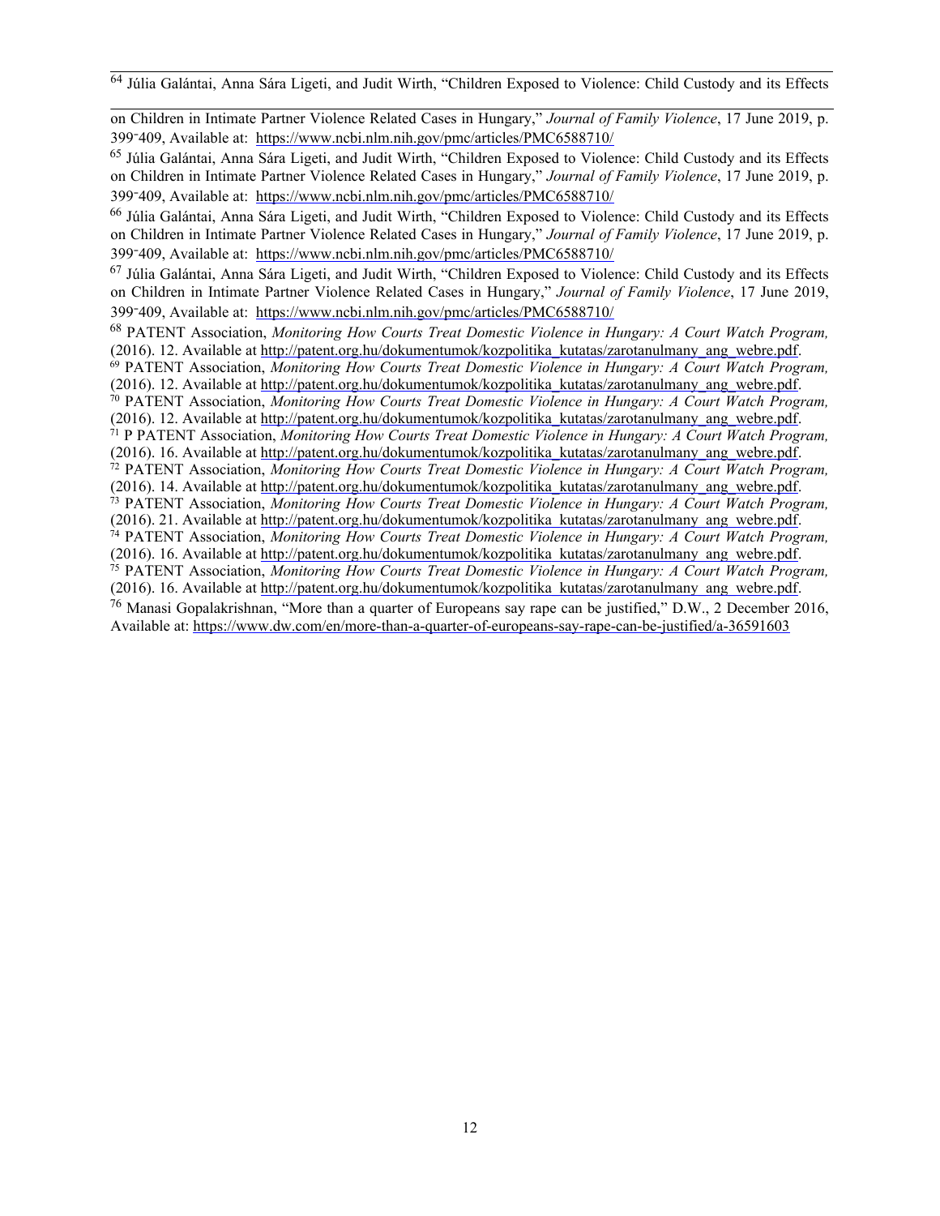[64] Júlia Galántai, Anna Sára Ligeti, and Judit Wirth, "Children Exposed to Violence: Child Custody and its Effects on Children in Intimate Partner Violence Related Cases in Hungary," *Journal of Family Violence*, 17 June 2019, p. 399‑409, Available at: https://www.ncbi.nlm.nih.gov/pmc/articles/PMC6588710/

[65] Júlia Galántai, Anna Sára Ligeti, and Judit Wirth, "Children Exposed to Violence: Child Custody and its Effects on Children in Intimate Partner Violence Related Cases in Hungary," *Journal of Family Violence*, 17 June 2019, p. 399‑409, Available at: https://www.ncbi.nlm.nih.gov/pmc/articles/PMC6588710/

[66] Júlia Galántai, Anna Sára Ligeti, and Judit Wirth, "Children Exposed to Violence: Child Custody and its Effects on Children in Intimate Partner Violence Related Cases in Hungary," *Journal of Family Violence*, 17 June 2019, p. 399‑409, Available at: https://www.ncbi.nlm.nih.gov/pmc/articles/PMC6588710/

[67] Júlia Galántai, Anna Sára Ligeti, and Judit Wirth, "Children Exposed to Violence: Child Custody and its Effects on Children in Intimate Partner Violence Related Cases in Hungary," *Journal of Family Violence*, 17 June 2019, 399‑409, Available at: https://www.ncbi.nlm.nih.gov/pmc/articles/PMC6588710/

[68] PATENT Association, *Monitoring How Courts Treat Domestic Violence in Hungary: A Court Watch Program,* (2016). 12. Available at http://patent.org.hu/dokumentumok/kozpolitika_kutatas/zarotanulmany_ang_webre.pdf.

[69] PATENT Association, *Monitoring How Courts Treat Domestic Violence in Hungary: A Court Watch Program,* (2016). 12. Available at http://patent.org.hu/dokumentumok/kozpolitika_kutatas/zarotanulmany_ang_webre.pdf.

[70] PATENT Association, *Monitoring How Courts Treat Domestic Violence in Hungary: A Court Watch Program,* (2016). 12. Available at http://patent.org.hu/dokumentumok/kozpolitika_kutatas/zarotanulmany_ang_webre.pdf.

[71] P PATENT Association, *Monitoring How Courts Treat Domestic Violence in Hungary: A Court Watch Program,* (2016). 16. Available at http://patent.org.hu/dokumentumok/kozpolitika_kutatas/zarotanulmany_ang_webre.pdf.

[72] PATENT Association, *Monitoring How Courts Treat Domestic Violence in Hungary: A Court Watch Program,* (2016). 14. Available at http://patent.org.hu/dokumentumok/kozpolitika_kutatas/zarotanulmany_ang_webre.pdf.

[73] PATENT Association, *Monitoring How Courts Treat Domestic Violence in Hungary: A Court Watch Program,* (2016). 21. Available at http://patent.org.hu/dokumentumok/kozpolitika_kutatas/zarotanulmany_ang_webre.pdf.

[74] PATENT Association, *Monitoring How Courts Treat Domestic Violence in Hungary: A Court Watch Program,* (2016). 16. Available at http://patent.org.hu/dokumentumok/kozpolitika_kutatas/zarotanulmany_ang_webre.pdf.

[75] PATENT Association, *Monitoring How Courts Treat Domestic Violence in Hungary: A Court Watch Program,* (2016). 16. Available at http://patent.org.hu/dokumentumok/kozpolitika_kutatas/zarotanulmany_ang_webre.pdf.

[76] Manasi Gopalakrishnan, "More than a quarter of Europeans say rape can be justified," D.W., 2 December 2016, Available at: https://www.dw.com/en/more-than-a-quarter-of-europeans-say-rape-can-be-justified/a-36591603